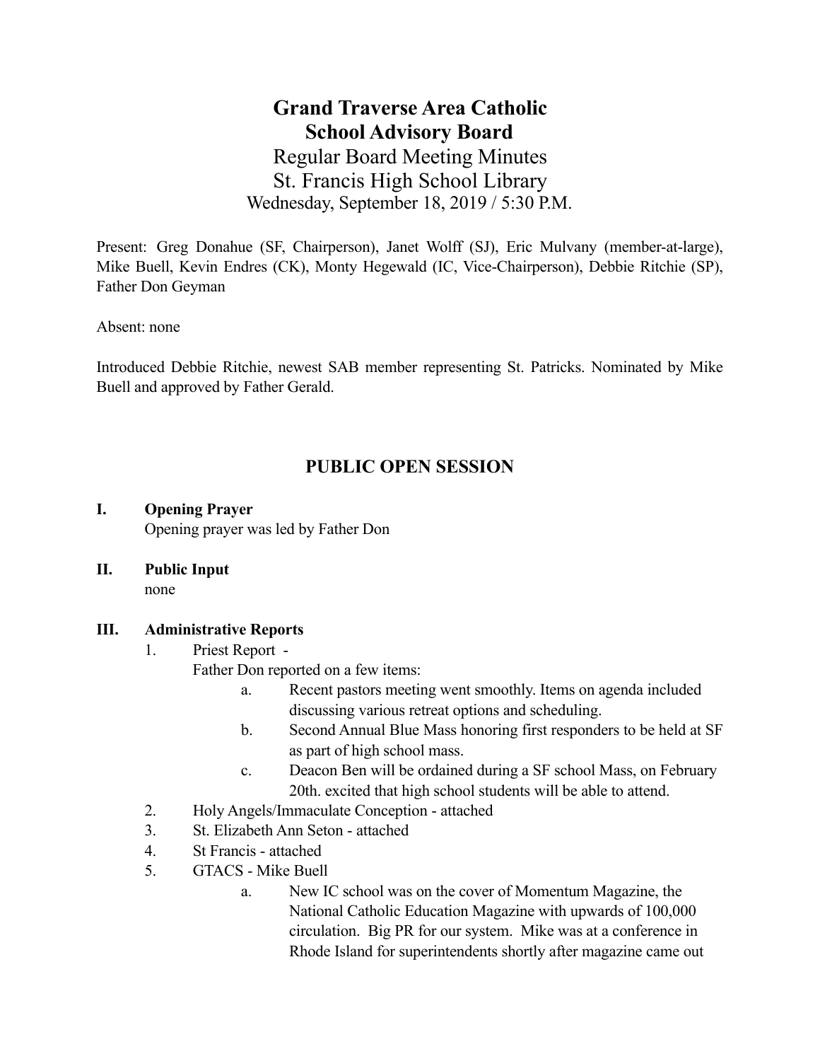# Grand Traverse Area Catholic School Advisory Board

Regular Board Meeting Minutes
St. Francis High School Library
Wednesday, September 18, 2019 / 5:30 P.M.

Present: Greg Donahue (SF, Chairperson), Janet Wolff (SJ), Eric Mulvany (member-at-large), Mike Buell, Kevin Endres (CK), Monty Hegewald (IC, Vice-Chairperson), Debbie Ritchie (SP), Father Don Geyman

Absent: none

Introduced Debbie Ritchie, newest SAB member representing St. Patricks. Nominated by Mike Buell and approved by Father Gerald.

## PUBLIC OPEN SESSION

**I. Opening Prayer**

Opening prayer was led by Father Don

**II. Public Input**

none

**III. Administrative Reports**

1. Priest Report -
   Father Don reported on a few items:
   a. Recent pastors meeting went smoothly. Items on agenda included discussing various retreat options and scheduling.
   b. Second Annual Blue Mass honoring first responders to be held at SF as part of high school mass.
   c. Deacon Ben will be ordained during a SF school Mass, on February 20th. excited that high school students will be able to attend.
2. Holy Angels/Immaculate Conception - attached
3. St. Elizabeth Ann Seton - attached
4. St Francis - attached
5. GTACS - Mike Buell
   a. New IC school was on the cover of Momentum Magazine, the National Catholic Education Magazine with upwards of 100,000 circulation. Big PR for our system. Mike was at a conference in Rhode Island for superintendents shortly after magazine came out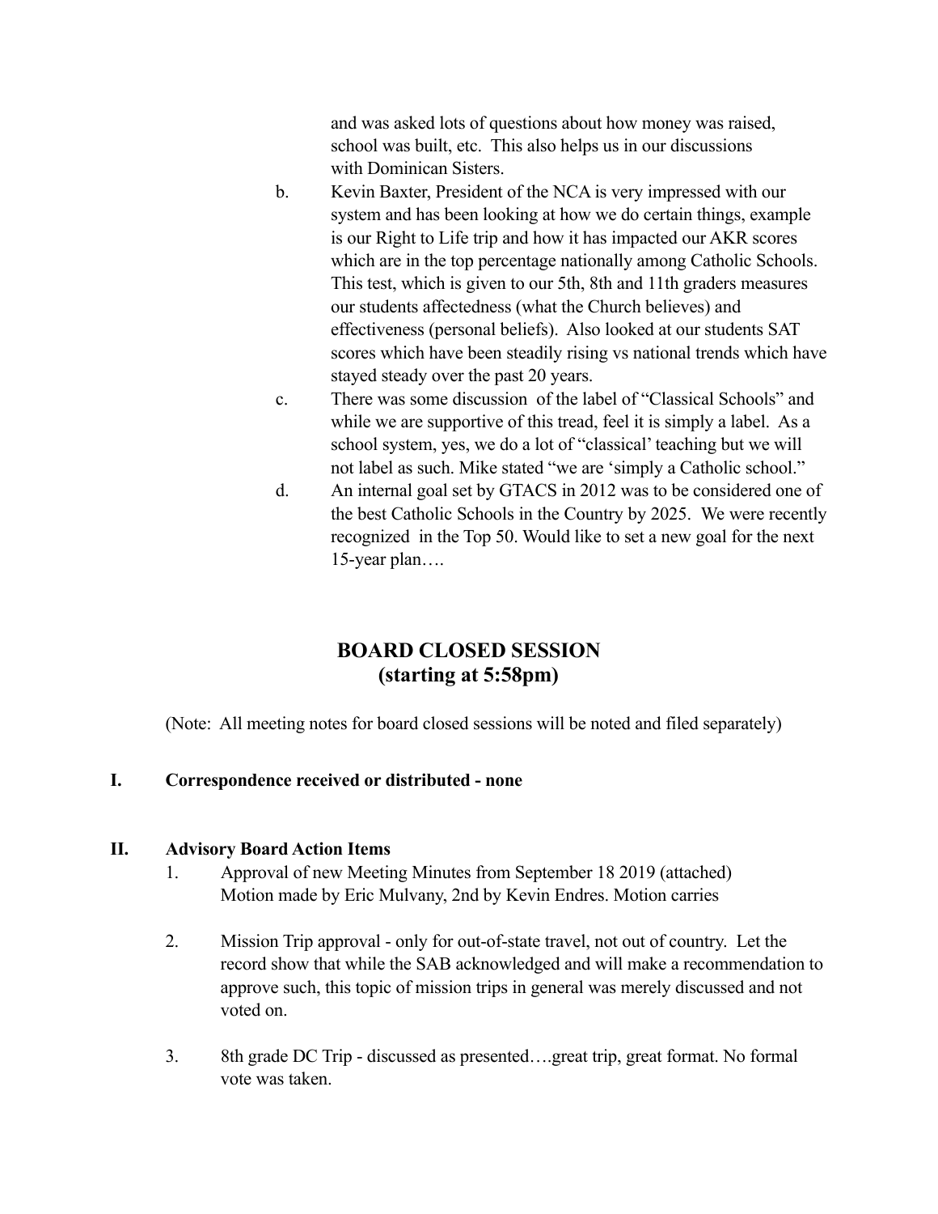and was asked lots of questions about how money was raised, school was built, etc. This also helps us in our discussions with Dominican Sisters.

b. Kevin Baxter, President of the NCA is very impressed with our system and has been looking at how we do certain things, example is our Right to Life trip and how it has impacted our AKR scores which are in the top percentage nationally among Catholic Schools. This test, which is given to our 5th, 8th and 11th graders measures our students affectedness (what the Church believes) and effectiveness (personal beliefs). Also looked at our students SAT scores which have been steadily rising vs national trends which have stayed steady over the past 20 years.

c. There was some discussion of the label of "Classical Schools" and while we are supportive of this tread, feel it is simply a label. As a school system, yes, we do a lot of "classical' teaching but we will not label as such. Mike stated "we are 'simply a Catholic school."

d. An internal goal set by GTACS in 2012 was to be considered one of the best Catholic Schools in the Country by 2025. We were recently recognized in the Top 50. Would like to set a new goal for the next 15-year plan….

## BOARD CLOSED SESSION
## (starting at 5:58pm)

(Note: All meeting notes for board closed sessions will be noted and filed separately)

**I. Correspondence received or distributed - none**

**II. Advisory Board Action Items**

1. Approval of new Meeting Minutes from September 18 2019 (attached)
   Motion made by Eric Mulvany, 2nd by Kevin Endres. Motion carries

2. Mission Trip approval - only for out-of-state travel, not out of country. Let the record show that while the SAB acknowledged and will make a recommendation to approve such, this topic of mission trips in general was merely discussed and not voted on.

3. 8th grade DC Trip - discussed as presented….great trip, great format. No formal vote was taken.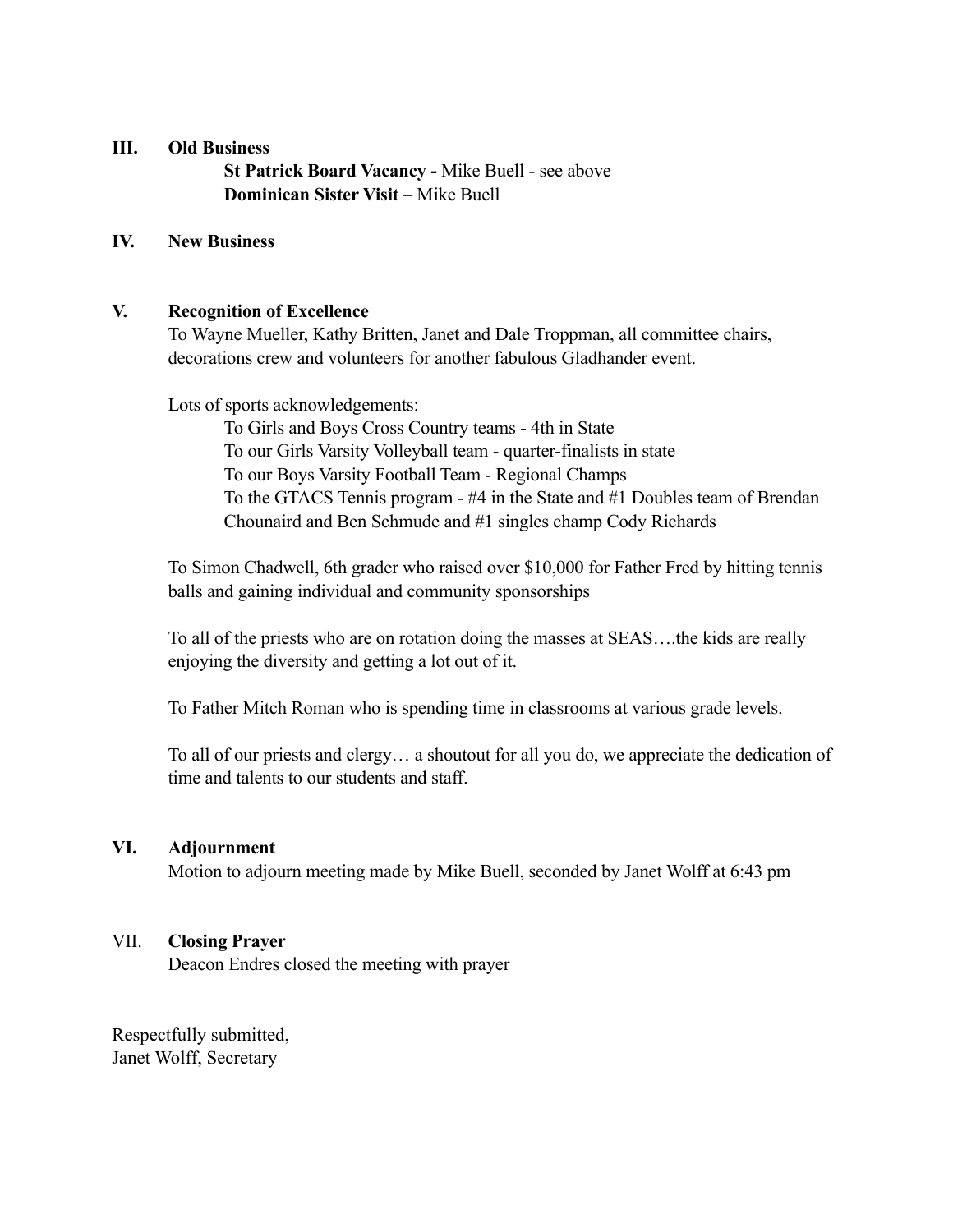## III. Old Business

**St Patrick Board Vacancy -** Mike Buell - see above
**Dominican Sister Visit** – Mike Buell

## IV. New Business

## V. Recognition of Excellence

To Wayne Mueller, Kathy Britten, Janet and Dale Troppman, all committee chairs, decorations crew and volunteers for another fabulous Gladhander event.

Lots of sports acknowledgements:

- To Girls and Boys Cross Country teams - 4th in State
- To our Girls Varsity Volleyball team - quarter-finalists in state
- To our Boys Varsity Football Team - Regional Champs
- To the GTACS Tennis program - #4 in the State and #1 Doubles team of Brendan Chounaird and Ben Schmude and #1 singles champ Cody Richards

To Simon Chadwell, 6th grader who raised over $10,000 for Father Fred by hitting tennis balls and gaining individual and community sponsorships

To all of the priests who are on rotation doing the masses at SEAS….the kids are really enjoying the diversity and getting a lot out of it.

To Father Mitch Roman who is spending time in classrooms at various grade levels.

To all of our priests and clergy… a shoutout for all you do, we appreciate the dedication of time and talents to our students and staff.

## VI. Adjournment

Motion to adjourn meeting made by Mike Buell, seconded by Janet Wolff at 6:43 pm

## VII. Closing Prayer

Deacon Endres closed the meeting with prayer

Respectfully submitted,
Janet Wolff, Secretary